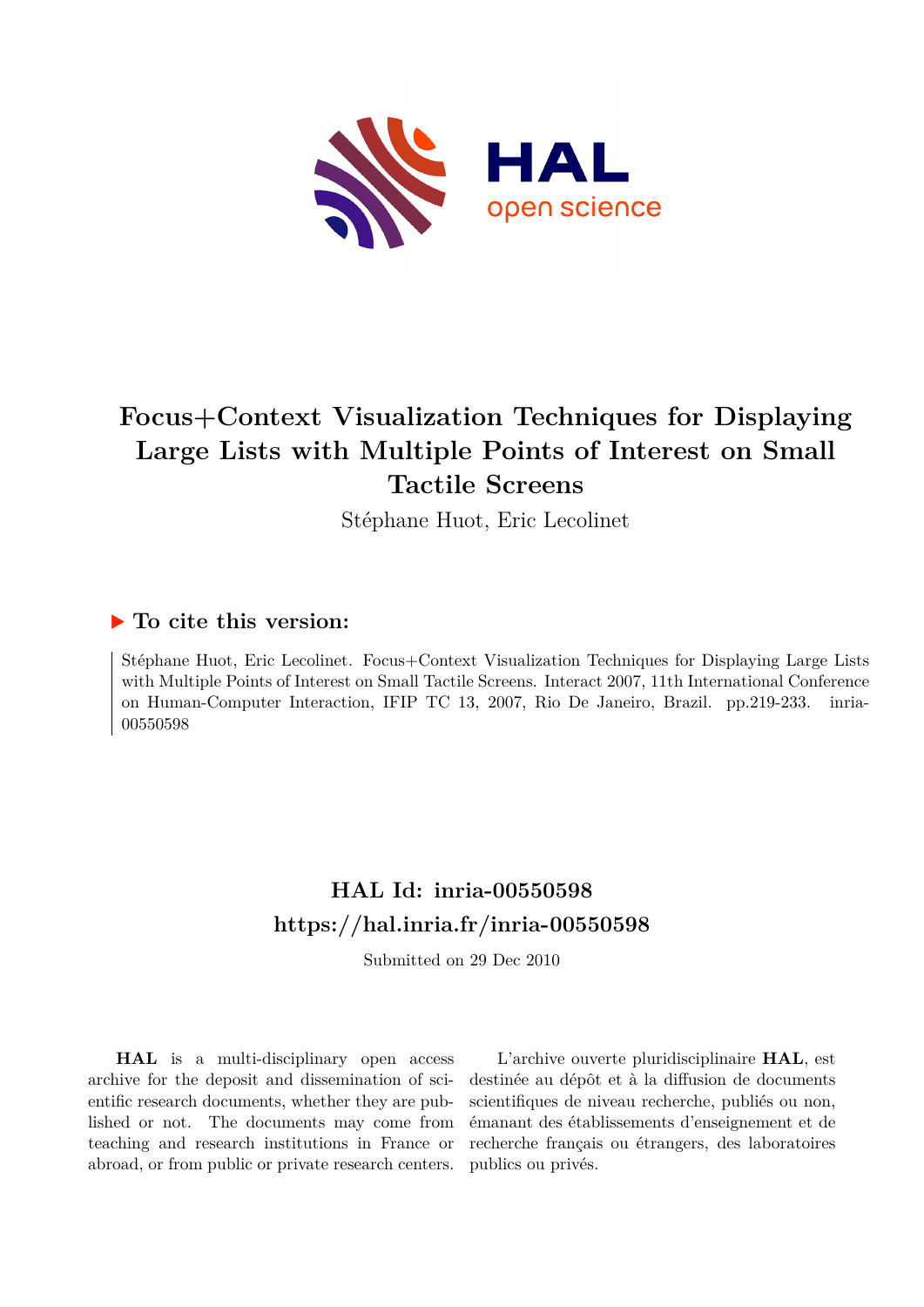# Focus+Context Visualization Techniques for Displaying Large Lists with Multiple Points of Interest on Small Tactile Screens

Stéphane Huot, Eric Lecolinet

## ▶ To cite this version:

Stéphane Huot, Eric Lecolinet. Focus+Context Visualization Techniques for Displaying Large Lists with Multiple Points of Interest on Small Tactile Screens. Interact 2007, 11th International Conference on Human-Computer Interaction, IFIP TC 13, 2007, Rio De Janeiro, Brazil. pp.219-233. inria-00550598

## HAL Id: inria-00550598
## https://hal.inria.fr/inria-00550598

Submitted on 29 Dec 2010

**HAL** is a multi-disciplinary open access archive for the deposit and dissemination of scientific research documents, whether they are published or not. The documents may come from teaching and research institutions in France or abroad, or from public or private research centers.

L'archive ouverte pluridisciplinaire **HAL**, est destinée au dépôt et à la diffusion de documents scientifiques de niveau recherche, publiés ou non, émanant des établissements d'enseignement et de recherche français ou étrangers, des laboratoires publics ou privés.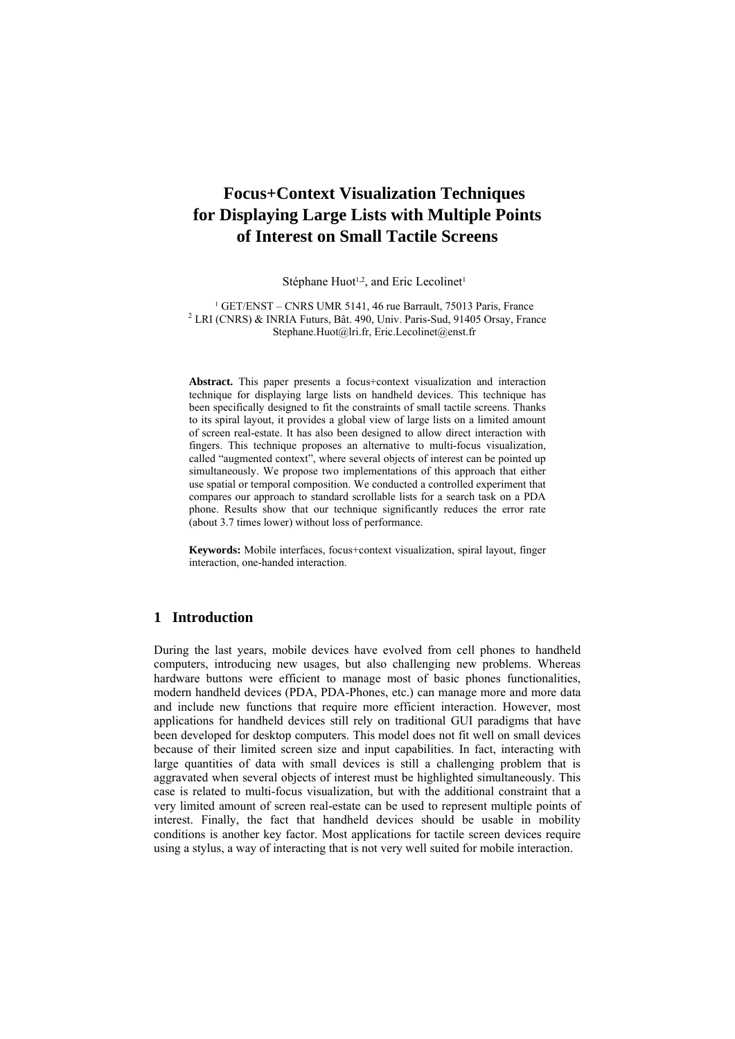# Focus+Context Visualization Techniques for Displaying Large Lists with Multiple Points of Interest on Small Tactile Screens

Stéphane Huot[1,2], and Eric Lecolinet[1]

[1] GET/ENST – CNRS UMR 5141, 46 rue Barrault, 75013 Paris, France
[2] LRI (CNRS) & INRIA Futurs, Bât. 490, Univ. Paris-Sud, 91405 Orsay, France
Stephane.Huot@lri.fr, Eric.Lecolinet@enst.fr

**Abstract.** This paper presents a focus+context visualization and interaction technique for displaying large lists on handheld devices. This technique has been specifically designed to fit the constraints of small tactile screens. Thanks to its spiral layout, it provides a global view of large lists on a limited amount of screen real-estate. It has also been designed to allow direct interaction with fingers. This technique proposes an alternative to multi-focus visualization, called "augmented context", where several objects of interest can be pointed up simultaneously. We propose two implementations of this approach that either use spatial or temporal composition. We conducted a controlled experiment that compares our approach to standard scrollable lists for a search task on a PDA phone. Results show that our technique significantly reduces the error rate (about 3.7 times lower) without loss of performance.

**Keywords:** Mobile interfaces, focus+context visualization, spiral layout, finger interaction, one-handed interaction.

## 1 Introduction

During the last years, mobile devices have evolved from cell phones to handheld computers, introducing new usages, but also challenging new problems. Whereas hardware buttons were efficient to manage most of basic phones functionalities, modern handheld devices (PDA, PDA-Phones, etc.) can manage more and more data and include new functions that require more efficient interaction. However, most applications for handheld devices still rely on traditional GUI paradigms that have been developed for desktop computers. This model does not fit well on small devices because of their limited screen size and input capabilities. In fact, interacting with large quantities of data with small devices is still a challenging problem that is aggravated when several objects of interest must be highlighted simultaneously. This case is related to multi-focus visualization, but with the additional constraint that a very limited amount of screen real-estate can be used to represent multiple points of interest. Finally, the fact that handheld devices should be usable in mobility conditions is another key factor. Most applications for tactile screen devices require using a stylus, a way of interacting that is not very well suited for mobile interaction.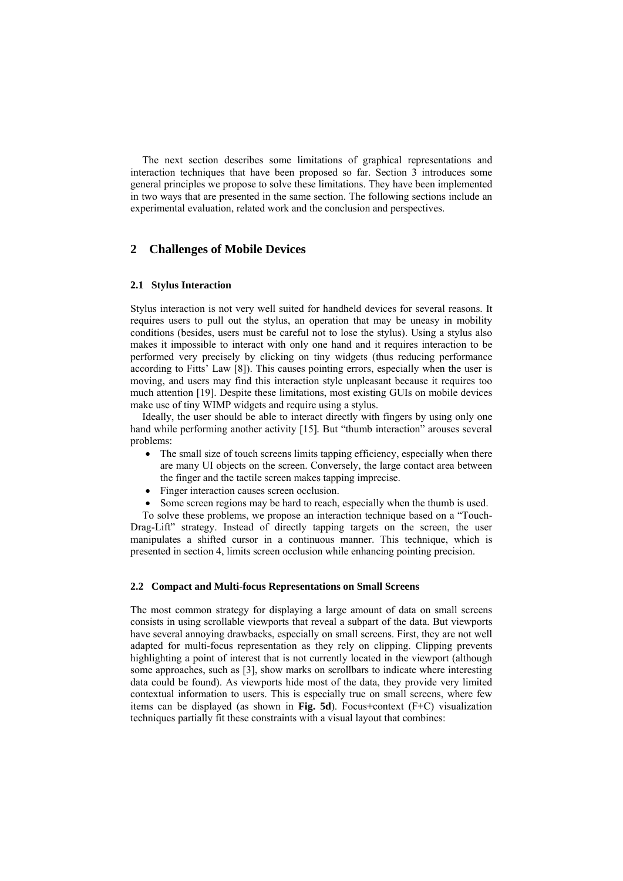The next section describes some limitations of graphical representations and interaction techniques that have been proposed so far. Section 3 introduces some general principles we propose to solve these limitations. They have been implemented in two ways that are presented in the same section. The following sections include an experimental evaluation, related work and the conclusion and perspectives.

## 2 Challenges of Mobile Devices

### 2.1 Stylus Interaction

Stylus interaction is not very well suited for handheld devices for several reasons. It requires users to pull out the stylus, an operation that may be uneasy in mobility conditions (besides, users must be careful not to lose the stylus). Using a stylus also makes it impossible to interact with only one hand and it requires interaction to be performed very precisely by clicking on tiny widgets (thus reducing performance according to Fitts' Law [8]). This causes pointing errors, especially when the user is moving, and users may find this interaction style unpleasant because it requires too much attention [19]. Despite these limitations, most existing GUIs on mobile devices make use of tiny WIMP widgets and require using a stylus.

Ideally, the user should be able to interact directly with fingers by using only one hand while performing another activity [15]. But "thumb interaction" arouses several problems:

- The small size of touch screens limits tapping efficiency, especially when there are many UI objects on the screen. Conversely, the large contact area between the finger and the tactile screen makes tapping imprecise.
- Finger interaction causes screen occlusion.
- Some screen regions may be hard to reach, especially when the thumb is used.

To solve these problems, we propose an interaction technique based on a "Touch-Drag-Lift" strategy. Instead of directly tapping targets on the screen, the user manipulates a shifted cursor in a continuous manner. This technique, which is presented in section 4, limits screen occlusion while enhancing pointing precision.

### 2.2 Compact and Multi-focus Representations on Small Screens

The most common strategy for displaying a large amount of data on small screens consists in using scrollable viewports that reveal a subpart of the data. But viewports have several annoying drawbacks, especially on small screens. First, they are not well adapted for multi-focus representation as they rely on clipping. Clipping prevents highlighting a point of interest that is not currently located in the viewport (although some approaches, such as [3], show marks on scrollbars to indicate where interesting data could be found). As viewports hide most of the data, they provide very limited contextual information to users. This is especially true on small screens, where few items can be displayed (as shown in **Fig. 5d**). Focus+context (F+C) visualization techniques partially fit these constraints with a visual layout that combines: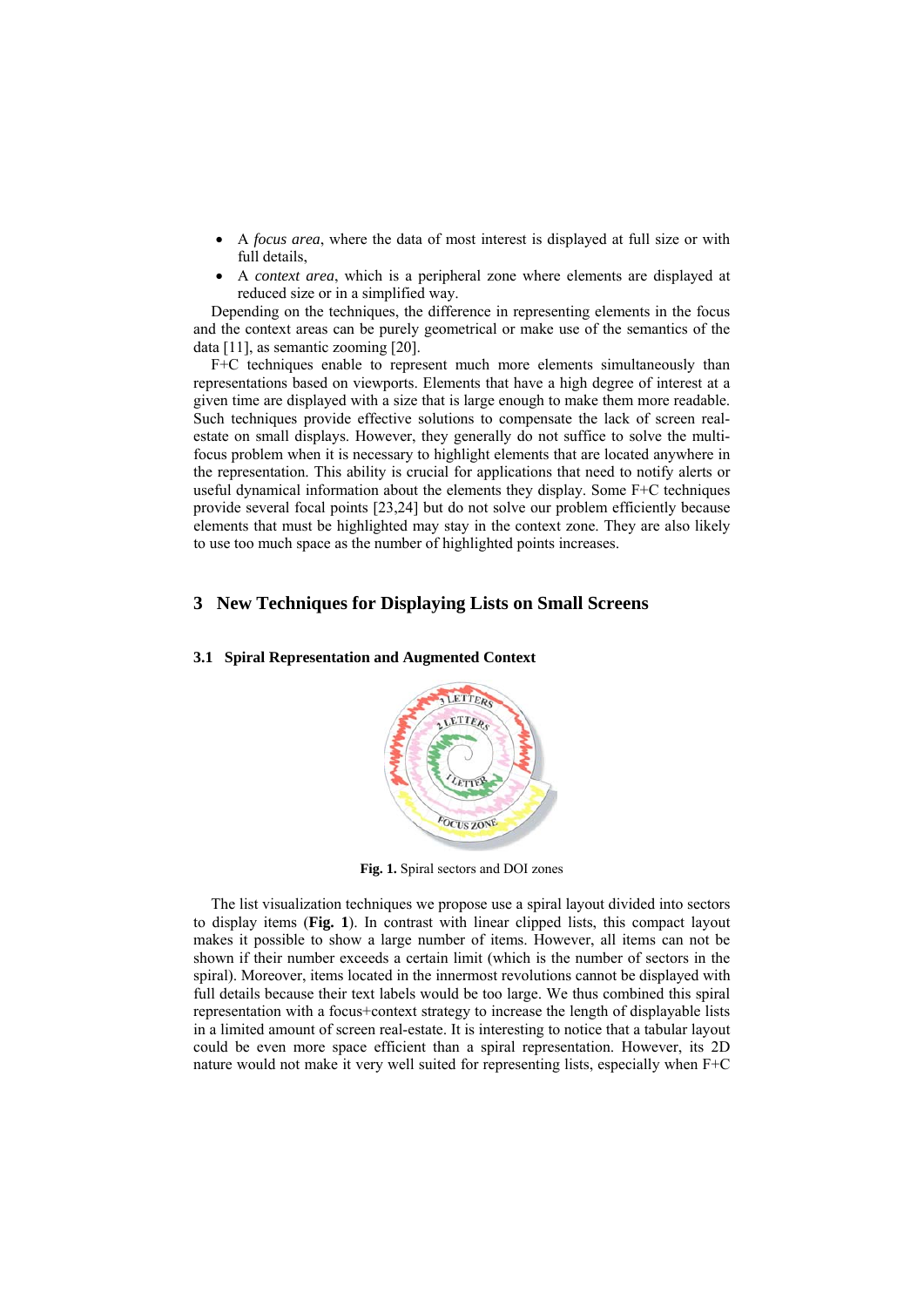- A *focus area*, where the data of most interest is displayed at full size or with full details,
- A *context area*, which is a peripheral zone where elements are displayed at reduced size or in a simplified way.

Depending on the techniques, the difference in representing elements in the focus and the context areas can be purely geometrical or make use of the semantics of the data [11], as semantic zooming [20].

F+C techniques enable to represent much more elements simultaneously than representations based on viewports. Elements that have a high degree of interest at a given time are displayed with a size that is large enough to make them more readable. Such techniques provide effective solutions to compensate the lack of screen real-estate on small displays. However, they generally do not suffice to solve the multi-focus problem when it is necessary to highlight elements that are located anywhere in the representation. This ability is crucial for applications that need to notify alerts or useful dynamical information about the elements they display. Some F+C techniques provide several focal points [23,24] but do not solve our problem efficiently because elements that must be highlighted may stay in the context zone. They are also likely to use too much space as the number of highlighted points increases.

## 3 New Techniques for Displaying Lists on Small Screens

### 3.1 Spiral Representation and Augmented Context

**Fig. 1.** Spiral sectors and DOI zones

The list visualization techniques we propose use a spiral layout divided into sectors to display items (**Fig. 1**). In contrast with linear clipped lists, this compact layout makes it possible to show a large number of items. However, all items can not be shown if their number exceeds a certain limit (which is the number of sectors in the spiral). Moreover, items located in the innermost revolutions cannot be displayed with full details because their text labels would be too large. We thus combined this spiral representation with a focus+context strategy to increase the length of displayable lists in a limited amount of screen real-estate. It is interesting to notice that a tabular layout could be even more space efficient than a spiral representation. However, its 2D nature would not make it very well suited for representing lists, especially when F+C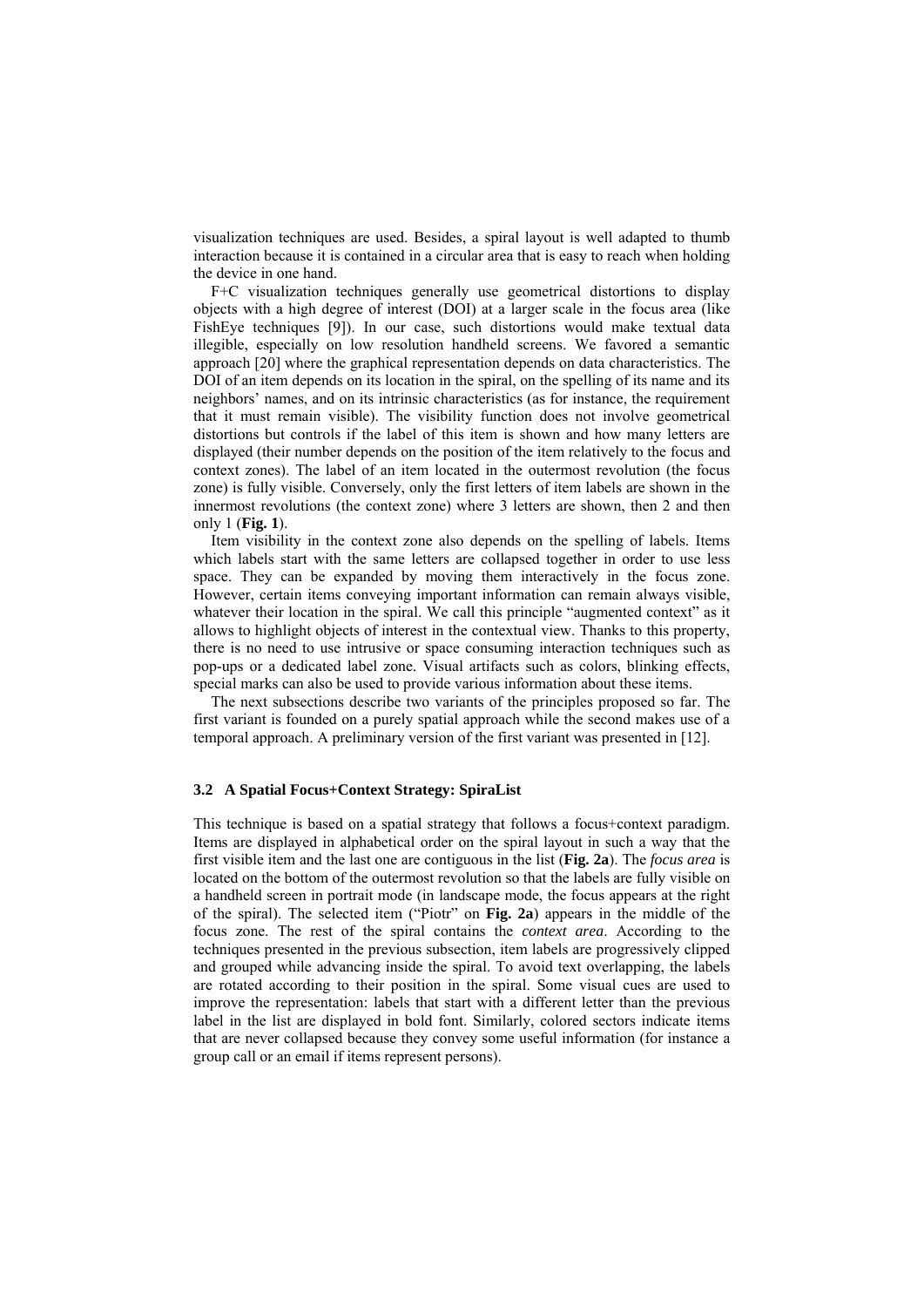visualization techniques are used. Besides, a spiral layout is well adapted to thumb interaction because it is contained in a circular area that is easy to reach when holding the device in one hand.

F+C visualization techniques generally use geometrical distortions to display objects with a high degree of interest (DOI) at a larger scale in the focus area (like FishEye techniques [9]). In our case, such distortions would make textual data illegible, especially on low resolution handheld screens. We favored a semantic approach [20] where the graphical representation depends on data characteristics. The DOI of an item depends on its location in the spiral, on the spelling of its name and its neighbors' names, and on its intrinsic characteristics (as for instance, the requirement that it must remain visible). The visibility function does not involve geometrical distortions but controls if the label of this item is shown and how many letters are displayed (their number depends on the position of the item relatively to the focus and context zones). The label of an item located in the outermost revolution (the focus zone) is fully visible. Conversely, only the first letters of item labels are shown in the innermost revolutions (the context zone) where 3 letters are shown, then 2 and then only 1 (**Fig. 1**).

Item visibility in the context zone also depends on the spelling of labels. Items which labels start with the same letters are collapsed together in order to use less space. They can be expanded by moving them interactively in the focus zone. However, certain items conveying important information can remain always visible, whatever their location in the spiral. We call this principle "augmented context" as it allows to highlight objects of interest in the contextual view. Thanks to this property, there is no need to use intrusive or space consuming interaction techniques such as pop-ups or a dedicated label zone. Visual artifacts such as colors, blinking effects, special marks can also be used to provide various information about these items.

The next subsections describe two variants of the principles proposed so far. The first variant is founded on a purely spatial approach while the second makes use of a temporal approach. A preliminary version of the first variant was presented in [12].

### 3.2 A Spatial Focus+Context Strategy: SpiraList

This technique is based on a spatial strategy that follows a focus+context paradigm. Items are displayed in alphabetical order on the spiral layout in such a way that the first visible item and the last one are contiguous in the list (**Fig. 2a**). The *focus area* is located on the bottom of the outermost revolution so that the labels are fully visible on a handheld screen in portrait mode (in landscape mode, the focus appears at the right of the spiral). The selected item ("Piotr" on **Fig. 2a**) appears in the middle of the focus zone. The rest of the spiral contains the *context area*. According to the techniques presented in the previous subsection, item labels are progressively clipped and grouped while advancing inside the spiral. To avoid text overlapping, the labels are rotated according to their position in the spiral. Some visual cues are used to improve the representation: labels that start with a different letter than the previous label in the list are displayed in bold font. Similarly, colored sectors indicate items that are never collapsed because they convey some useful information (for instance a group call or an email if items represent persons).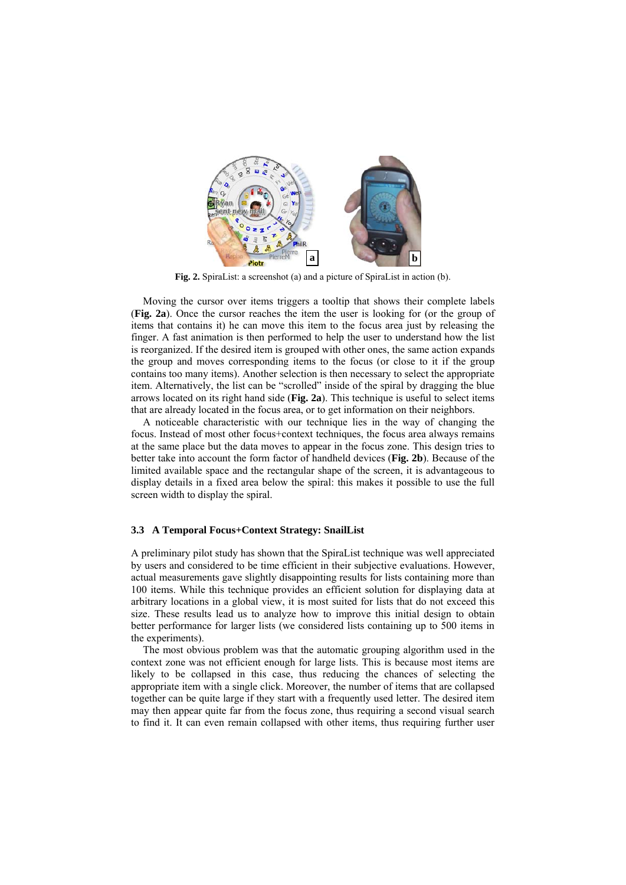**Fig. 2.** SpiraList: a screenshot (a) and a picture of SpiraList in action (b).

Moving the cursor over items triggers a tooltip that shows their complete labels (**Fig. 2a**). Once the cursor reaches the item the user is looking for (or the group of items that contains it) he can move this item to the focus area just by releasing the finger. A fast animation is then performed to help the user to understand how the list is reorganized. If the desired item is grouped with other ones, the same action expands the group and moves corresponding items to the focus (or close to it if the group contains too many items). Another selection is then necessary to select the appropriate item. Alternatively, the list can be "scrolled" inside of the spiral by dragging the blue arrows located on its right hand side (**Fig. 2a**). This technique is useful to select items that are already located in the focus area, or to get information on their neighbors.

A noticeable characteristic with our technique lies in the way of changing the focus. Instead of most other focus+context techniques, the focus area always remains at the same place but the data moves to appear in the focus zone. This design tries to better take into account the form factor of handheld devices (**Fig. 2b**). Because of the limited available space and the rectangular shape of the screen, it is advantageous to display details in a fixed area below the spiral: this makes it possible to use the full screen width to display the spiral.

### 3.3 A Temporal Focus+Context Strategy: SnailList

A preliminary pilot study has shown that the SpiraList technique was well appreciated by users and considered to be time efficient in their subjective evaluations. However, actual measurements gave slightly disappointing results for lists containing more than 100 items. While this technique provides an efficient solution for displaying data at arbitrary locations in a global view, it is most suited for lists that do not exceed this size. These results lead us to analyze how to improve this initial design to obtain better performance for larger lists (we considered lists containing up to 500 items in the experiments).

The most obvious problem was that the automatic grouping algorithm used in the context zone was not efficient enough for large lists. This is because most items are likely to be collapsed in this case, thus reducing the chances of selecting the appropriate item with a single click. Moreover, the number of items that are collapsed together can be quite large if they start with a frequently used letter. The desired item may then appear quite far from the focus zone, thus requiring a second visual search to find it. It can even remain collapsed with other items, thus requiring further user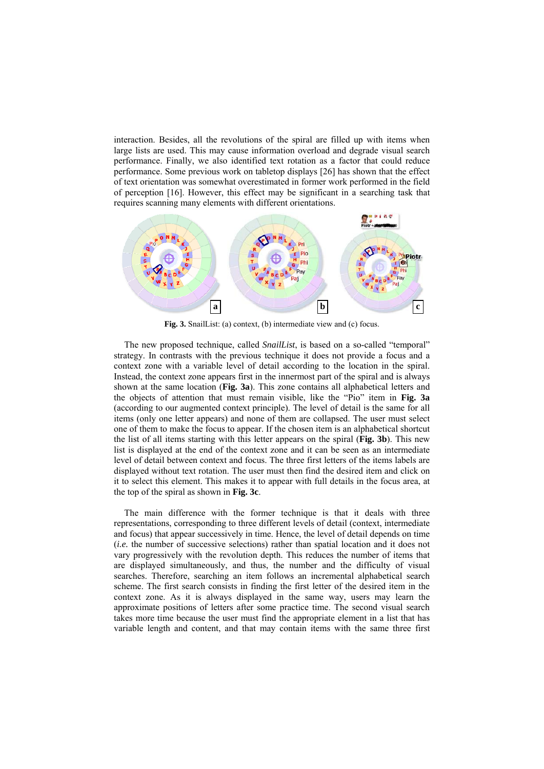interaction. Besides, all the revolutions of the spiral are filled up with items when large lists are used. This may cause information overload and degrade visual search performance. Finally, we also identified text rotation as a factor that could reduce performance. Some previous work on tabletop displays [26] has shown that the effect of text orientation was somewhat overestimated in former work performed in the field of perception [16]. However, this effect may be significant in a searching task that requires scanning many elements with different orientations.

**Fig. 3.** SnailList: (a) context, (b) intermediate view and (c) focus.

The new proposed technique, called *SnailList*, is based on a so-called "temporal" strategy. In contrasts with the previous technique it does not provide a focus and a context zone with a variable level of detail according to the location in the spiral. Instead, the context zone appears first in the innermost part of the spiral and is always shown at the same location (**Fig. 3a**). This zone contains all alphabetical letters and the objects of attention that must remain visible, like the "Pio" item in **Fig. 3a** (according to our augmented context principle). The level of detail is the same for all items (only one letter appears) and none of them are collapsed. The user must select one of them to make the focus to appear. If the chosen item is an alphabetical shortcut the list of all items starting with this letter appears on the spiral (**Fig. 3b**). This new list is displayed at the end of the context zone and it can be seen as an intermediate level of detail between context and focus. The three first letters of the items labels are displayed without text rotation. The user must then find the desired item and click on it to select this element. This makes it to appear with full details in the focus area, at the top of the spiral as shown in **Fig. 3c**.

The main difference with the former technique is that it deals with three representations, corresponding to three different levels of detail (context, intermediate and focus) that appear successively in time. Hence, the level of detail depends on time (*i.e.* the number of successive selections) rather than spatial location and it does not vary progressively with the revolution depth. This reduces the number of items that are displayed simultaneously, and thus, the number and the difficulty of visual searches. Therefore, searching an item follows an incremental alphabetical search scheme. The first search consists in finding the first letter of the desired item in the context zone. As it is always displayed in the same way, users may learn the approximate positions of letters after some practice time. The second visual search takes more time because the user must find the appropriate element in a list that has variable length and content, and that may contain items with the same three first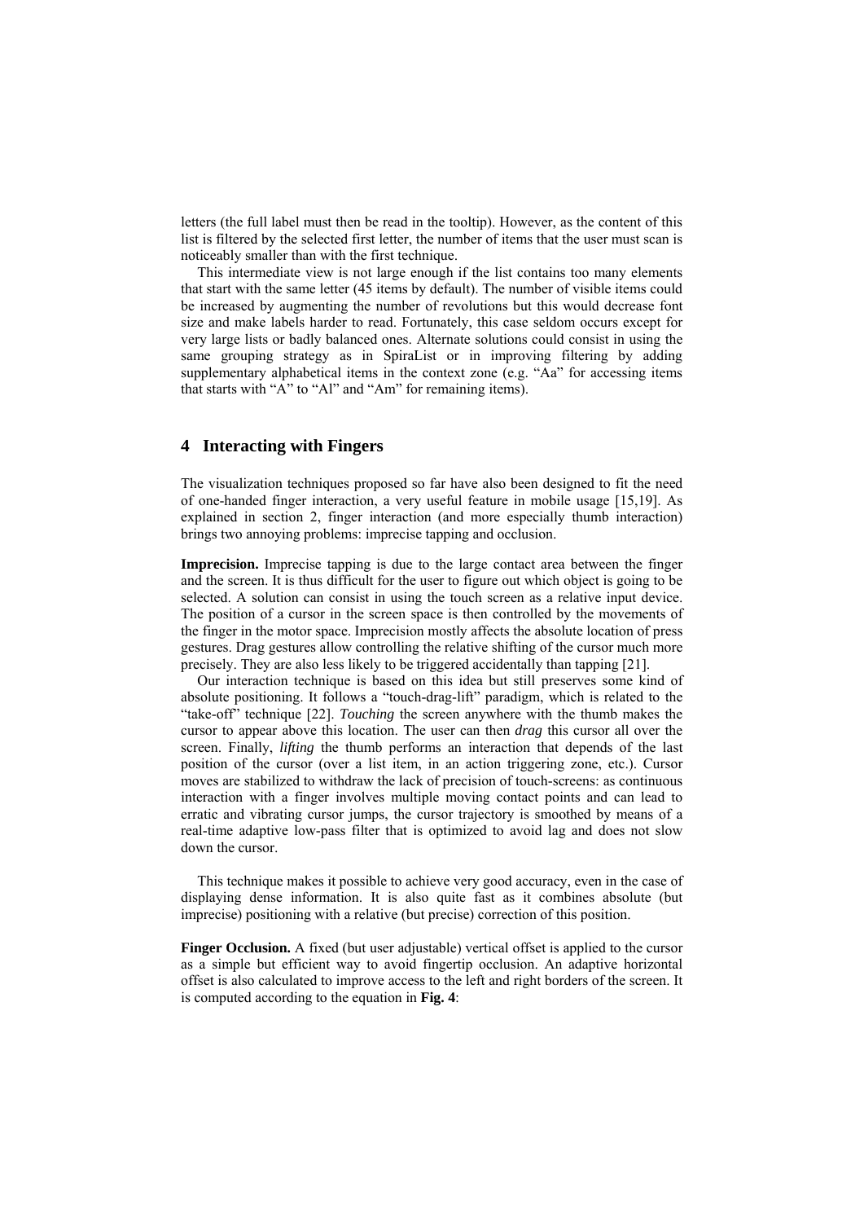letters (the full label must then be read in the tooltip). However, as the content of this list is filtered by the selected first letter, the number of items that the user must scan is noticeably smaller than with the first technique.

This intermediate view is not large enough if the list contains too many elements that start with the same letter (45 items by default). The number of visible items could be increased by augmenting the number of revolutions but this would decrease font size and make labels harder to read. Fortunately, this case seldom occurs except for very large lists or badly balanced ones. Alternate solutions could consist in using the same grouping strategy as in SpiraList or in improving filtering by adding supplementary alphabetical items in the context zone (e.g. "Aa" for accessing items that starts with "A" to "Al" and "Am" for remaining items).

## 4 Interacting with Fingers

The visualization techniques proposed so far have also been designed to fit the need of one-handed finger interaction, a very useful feature in mobile usage [15,19]. As explained in section 2, finger interaction (and more especially thumb interaction) brings two annoying problems: imprecise tapping and occlusion.

**Imprecision.** Imprecise tapping is due to the large contact area between the finger and the screen. It is thus difficult for the user to figure out which object is going to be selected. A solution can consist in using the touch screen as a relative input device. The position of a cursor in the screen space is then controlled by the movements of the finger in the motor space. Imprecision mostly affects the absolute location of press gestures. Drag gestures allow controlling the relative shifting of the cursor much more precisely. They are also less likely to be triggered accidentally than tapping [21].

Our interaction technique is based on this idea but still preserves some kind of absolute positioning. It follows a "touch-drag-lift" paradigm, which is related to the "take-off" technique [22]. *Touching* the screen anywhere with the thumb makes the cursor to appear above this location. The user can then *drag* this cursor all over the screen. Finally, *lifting* the thumb performs an interaction that depends of the last position of the cursor (over a list item, in an action triggering zone, etc.). Cursor moves are stabilized to withdraw the lack of precision of touch-screens: as continuous interaction with a finger involves multiple moving contact points and can lead to erratic and vibrating cursor jumps, the cursor trajectory is smoothed by means of a real-time adaptive low-pass filter that is optimized to avoid lag and does not slow down the cursor.

This technique makes it possible to achieve very good accuracy, even in the case of displaying dense information. It is also quite fast as it combines absolute (but imprecise) positioning with a relative (but precise) correction of this position.

**Finger Occlusion.** A fixed (but user adjustable) vertical offset is applied to the cursor as a simple but efficient way to avoid fingertip occlusion. An adaptive horizontal offset is also calculated to improve access to the left and right borders of the screen. It is computed according to the equation in **Fig. 4**: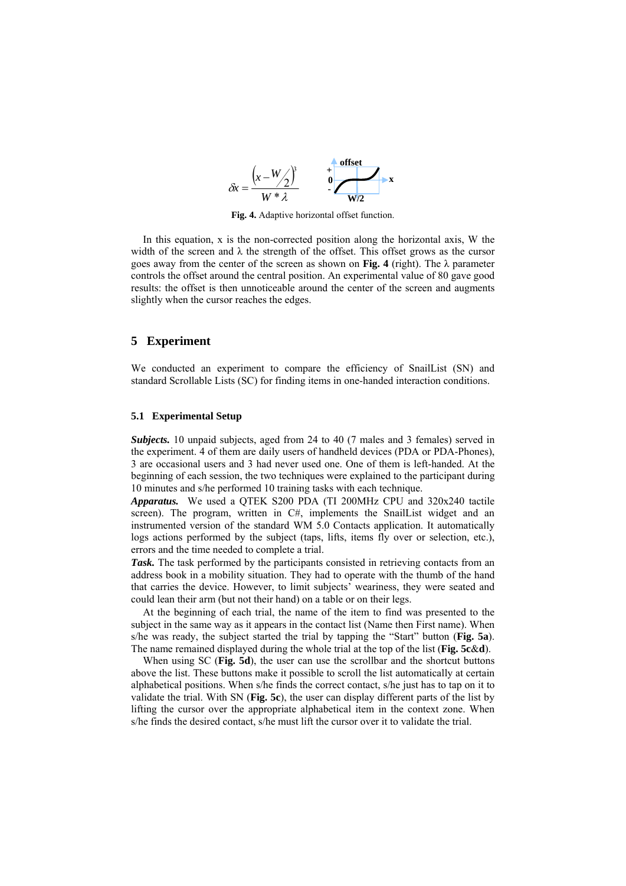$$\delta x = \frac{\left(x - W/2\right)^3}{W * \lambda}$$

Fig. 4. Adaptive horizontal offset function.

In this equation, x is the non-corrected position along the horizontal axis, W the width of the screen and λ the strength of the offset. This offset grows as the cursor goes away from the center of the screen as shown on **Fig. 4** (right). The λ parameter controls the offset around the central position. An experimental value of 80 gave good results: the offset is then unnoticeable around the center of the screen and augments slightly when the cursor reaches the edges.

## 5 Experiment

We conducted an experiment to compare the efficiency of SnailList (SN) and standard Scrollable Lists (SC) for finding items in one-handed interaction conditions.

### 5.1 Experimental Setup

***Subjects.*** 10 unpaid subjects, aged from 24 to 40 (7 males and 3 females) served in the experiment. 4 of them are daily users of handheld devices (PDA or PDA-Phones), 3 are occasional users and 3 had never used one. One of them is left-handed. At the beginning of each session, the two techniques were explained to the participant during 10 minutes and s/he performed 10 training tasks with each technique.

***Apparatus.*** We used a QTEK S200 PDA (TI 200MHz CPU and 320x240 tactile screen). The program, written in C#, implements the SnailList widget and an instrumented version of the standard WM 5.0 Contacts application. It automatically logs actions performed by the subject (taps, lifts, items fly over or selection, etc.), errors and the time needed to complete a trial.

***Task.*** The task performed by the participants consisted in retrieving contacts from an address book in a mobility situation. They had to operate with the thumb of the hand that carries the device. However, to limit subjects' weariness, they were seated and could lean their arm (but not their hand) on a table or on their legs.

At the beginning of each trial, the name of the item to find was presented to the subject in the same way as it appears in the contact list (Name then First name). When s/he was ready, the subject started the trial by tapping the "Start" button (**Fig. 5a**). The name remained displayed during the whole trial at the top of the list (**Fig. 5c**&**d**).

When using SC (**Fig. 5d**), the user can use the scrollbar and the shortcut buttons above the list. These buttons make it possible to scroll the list automatically at certain alphabetical positions. When s/he finds the correct contact, s/he just has to tap on it to validate the trial. With SN (**Fig. 5c**), the user can display different parts of the list by lifting the cursor over the appropriate alphabetical item in the context zone. When s/he finds the desired contact, s/he must lift the cursor over it to validate the trial.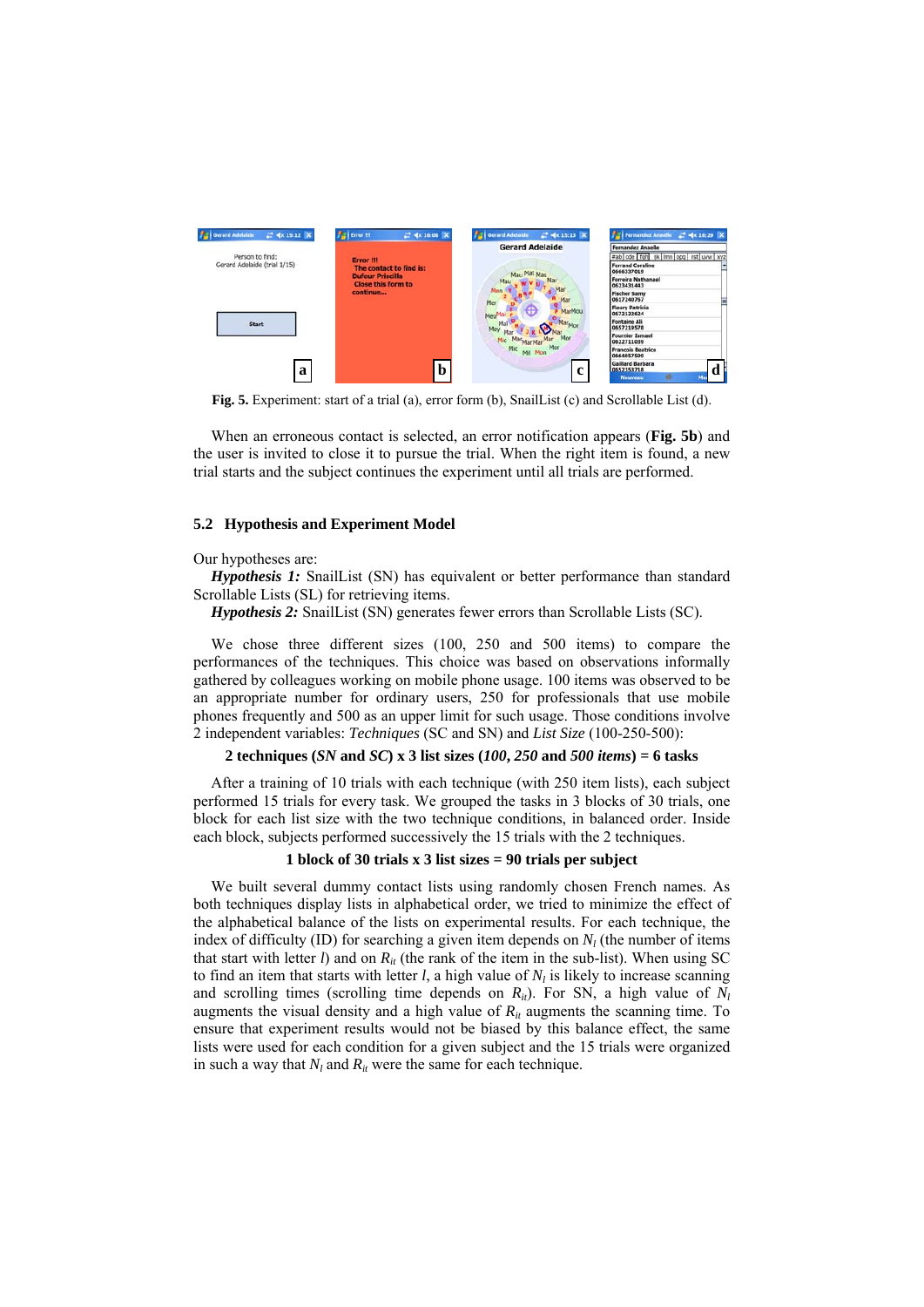**Fig. 5.** Experiment: start of a trial (a), error form (b), SnailList (c) and Scrollable List (d).

When an erroneous contact is selected, an error notification appears (**Fig. 5b**) and the user is invited to close it to pursue the trial. When the right item is found, a new trial starts and the subject continues the experiment until all trials are performed.

### 5.2 Hypothesis and Experiment Model

Our hypotheses are:

***Hypothesis 1:*** SnailList (SN) has equivalent or better performance than standard Scrollable Lists (SL) for retrieving items.

***Hypothesis 2:*** SnailList (SN) generates fewer errors than Scrollable Lists (SC).

We chose three different sizes (100, 250 and 500 items) to compare the performances of the techniques. This choice was based on observations informally gathered by colleagues working on mobile phone usage. 100 items was observed to be an appropriate number for ordinary users, 250 for professionals that use mobile phones frequently and 500 as an upper limit for such usage. Those conditions involve 2 independent variables: *Techniques* (SC and SN) and *List Size* (100-250-500):

**2 techniques (*SN* and *SC*) x 3 list sizes (*100*, *250* and *500 items*) = 6 tasks**

After a training of 10 trials with each technique (with 250 item lists), each subject performed 15 trials for every task. We grouped the tasks in 3 blocks of 30 trials, one block for each list size with the two technique conditions, in balanced order. Inside each block, subjects performed successively the 15 trials with the 2 techniques.

**1 block of 30 trials x 3 list sizes = 90 trials per subject**

We built several dummy contact lists using randomly chosen French names. As both techniques display lists in alphabetical order, we tried to minimize the effect of the alphabetical balance of the lists on experimental results. For each technique, the index of difficulty (ID) for searching a given item depends on $N_l$ (the number of items that start with letter $l$) and on $R_{it}$ (the rank of the item in the sub-list). When using SC to find an item that starts with letter $l$, a high value of $N_l$ is likely to increase scanning and scrolling times (scrolling time depends on $R_{it}$). For SN, a high value of $N_l$ augments the visual density and a high value of $R_{it}$ augments the scanning time. To ensure that experiment results would not be biased by this balance effect, the same lists were used for each condition for a given subject and the 15 trials were organized in such a way that $N_l$ and $R_{it}$ were the same for each technique.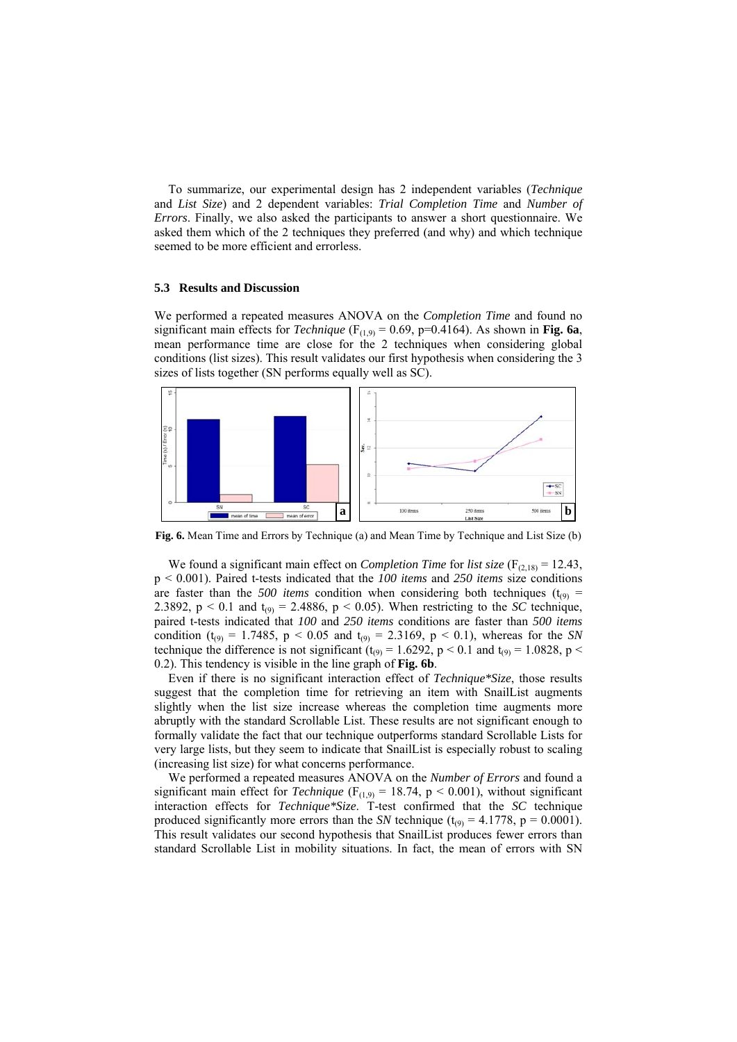To summarize, our experimental design has 2 independent variables (*Technique* and *List Size*) and 2 dependent variables: *Trial Completion Time* and *Number of Errors*. Finally, we also asked the participants to answer a short questionnaire. We asked them which of the 2 techniques they preferred (and why) and which technique seemed to be more efficient and errorless.

### 5.3 Results and Discussion

We performed a repeated measures ANOVA on the *Completion Time* and found no significant main effects for *Technique* ($F_{(1,9)} = 0.69$, $p=0.4164$). As shown in **Fig. 6a**, mean performance time are close for the 2 techniques when considering global conditions (list sizes). This result validates our first hypothesis when considering the 3 sizes of lists together (SN performs equally well as SC).

**Fig. 6.** Mean Time and Errors by Technique (a) and Mean Time by Technique and List Size (b)

We found a significant main effect on *Completion Time* for *list size* ($F_{(2,18)} = 12.43$, $p < 0.001$). Paired t-tests indicated that the *100 items* and *250 items* size conditions are faster than the *500 items* condition when considering both techniques ($t_{(9)} = 2.3892$, $p < 0.1$ and $t_{(9)} = 2.4886$, $p < 0.05$). When restricting to the *SC* technique, paired t-tests indicated that *100* and *250 items* conditions are faster than *500 items* condition ($t_{(9)} = 1.7485$, $p < 0.05$ and $t_{(9)} = 2.3169$, $p < 0.1$), whereas for the *SN* technique the difference is not significant ($t_{(9)} = 1.6292$, $p < 0.1$ and $t_{(9)} = 1.0828$, $p < 0.2$). This tendency is visible in the line graph of **Fig. 6b**.

Even if there is no significant interaction effect of *Technique\*Size*, those results suggest that the completion time for retrieving an item with SnailList augments slightly when the list size increase whereas the completion time augments more abruptly with the standard Scrollable List. These results are not significant enough to formally validate the fact that our technique outperforms standard Scrollable Lists for very large lists, but they seem to indicate that SnailList is especially robust to scaling (increasing list size) for what concerns performance.

We performed a repeated measures ANOVA on the *Number of Errors* and found a significant main effect for *Technique* ($F_{(1,9)} = 18.74$, $p < 0.001$), without significant interaction effects for *Technique\*Size*. T-test confirmed that the *SC* technique produced significantly more errors than the *SN* technique ($t_{(9)} = 4.1778$, $p = 0.0001$). This result validates our second hypothesis that SnailList produces fewer errors than standard Scrollable List in mobility situations. In fact, the mean of errors with SN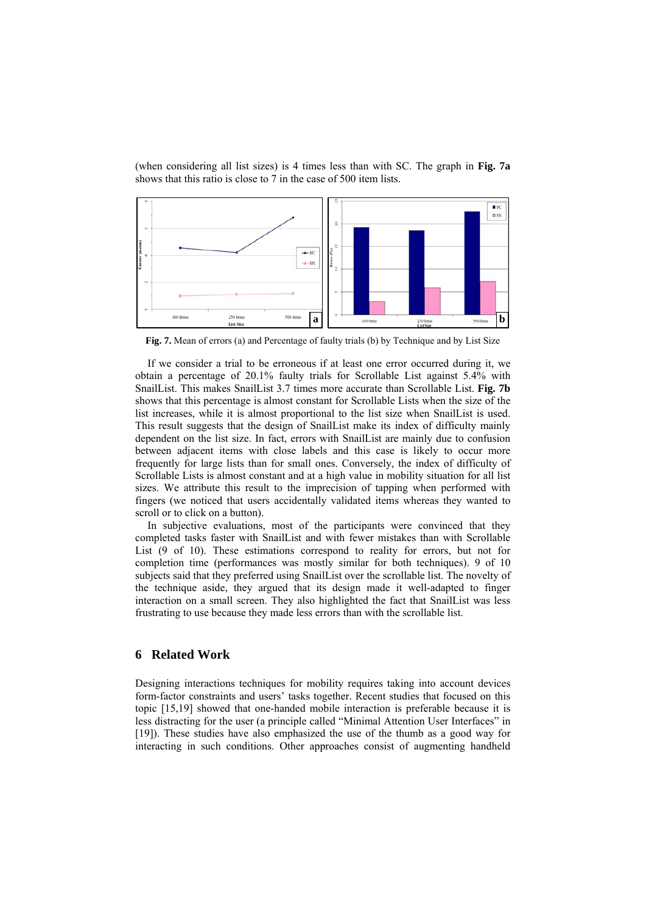(when considering all list sizes) is 4 times less than with SC. The graph in **Fig. 7a** shows that this ratio is close to 7 in the case of 500 item lists.

**Fig. 7.** Mean of errors (a) and Percentage of faulty trials (b) by Technique and by List Size

If we consider a trial to be erroneous if at least one error occurred during it, we obtain a percentage of 20.1% faulty trials for Scrollable List against 5.4% with SnailList. This makes SnailList 3.7 times more accurate than Scrollable List. **Fig. 7b** shows that this percentage is almost constant for Scrollable Lists when the size of the list increases, while it is almost proportional to the list size when SnailList is used. This result suggests that the design of SnailList make its index of difficulty mainly dependent on the list size. In fact, errors with SnailList are mainly due to confusion between adjacent items with close labels and this case is likely to occur more frequently for large lists than for small ones. Conversely, the index of difficulty of Scrollable Lists is almost constant and at a high value in mobility situation for all list sizes. We attribute this result to the imprecision of tapping when performed with fingers (we noticed that users accidentally validated items whereas they wanted to scroll or to click on a button).

In subjective evaluations, most of the participants were convinced that they completed tasks faster with SnailList and with fewer mistakes than with Scrollable List (9 of 10). These estimations correspond to reality for errors, but not for completion time (performances was mostly similar for both techniques). 9 of 10 subjects said that they preferred using SnailList over the scrollable list. The novelty of the technique aside, they argued that its design made it well-adapted to finger interaction on a small screen. They also highlighted the fact that SnailList was less frustrating to use because they made less errors than with the scrollable list.

## 6 Related Work

Designing interactions techniques for mobility requires taking into account devices form-factor constraints and users' tasks together. Recent studies that focused on this topic [15,19] showed that one-handed mobile interaction is preferable because it is less distracting for the user (a principle called "Minimal Attention User Interfaces" in [19]). These studies have also emphasized the use of the thumb as a good way for interacting in such conditions. Other approaches consist of augmenting handheld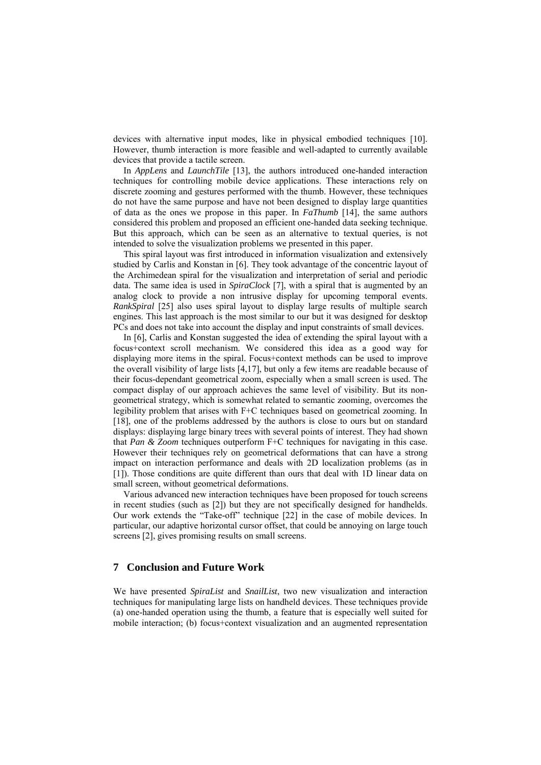devices with alternative input modes, like in physical embodied techniques [10]. However, thumb interaction is more feasible and well-adapted to currently available devices that provide a tactile screen.

In *AppLens* and *LaunchTile* [13], the authors introduced one-handed interaction techniques for controlling mobile device applications. These interactions rely on discrete zooming and gestures performed with the thumb. However, these techniques do not have the same purpose and have not been designed to display large quantities of data as the ones we propose in this paper. In *FaThumb* [14], the same authors considered this problem and proposed an efficient one-handed data seeking technique. But this approach, which can be seen as an alternative to textual queries, is not intended to solve the visualization problems we presented in this paper.

This spiral layout was first introduced in information visualization and extensively studied by Carlis and Konstan in [6]. They took advantage of the concentric layout of the Archimedean spiral for the visualization and interpretation of serial and periodic data. The same idea is used in *SpiraClock* [7], with a spiral that is augmented by an analog clock to provide a non intrusive display for upcoming temporal events. *RankSpiral* [25] also uses spiral layout to display large results of multiple search engines. This last approach is the most similar to our but it was designed for desktop PCs and does not take into account the display and input constraints of small devices.

In [6], Carlis and Konstan suggested the idea of extending the spiral layout with a focus+context scroll mechanism. We considered this idea as a good way for displaying more items in the spiral. Focus+context methods can be used to improve the overall visibility of large lists [4,17], but only a few items are readable because of their focus-dependant geometrical zoom, especially when a small screen is used. The compact display of our approach achieves the same level of visibility. But its non-geometrical strategy, which is somewhat related to semantic zooming, overcomes the legibility problem that arises with F+C techniques based on geometrical zooming. In [18], one of the problems addressed by the authors is close to ours but on standard displays: displaying large binary trees with several points of interest. They had shown that *Pan & Zoom* techniques outperform F+C techniques for navigating in this case. However their techniques rely on geometrical deformations that can have a strong impact on interaction performance and deals with 2D localization problems (as in [1]). Those conditions are quite different than ours that deal with 1D linear data on small screen, without geometrical deformations.

Various advanced new interaction techniques have been proposed for touch screens in recent studies (such as [2]) but they are not specifically designed for handhelds. Our work extends the "Take-off" technique [22] in the case of mobile devices. In particular, our adaptive horizontal cursor offset, that could be annoying on large touch screens [2], gives promising results on small screens.

## 7 Conclusion and Future Work

We have presented *SpiraList* and *SnailList*, two new visualization and interaction techniques for manipulating large lists on handheld devices. These techniques provide (a) one-handed operation using the thumb, a feature that is especially well suited for mobile interaction; (b) focus+context visualization and an augmented representation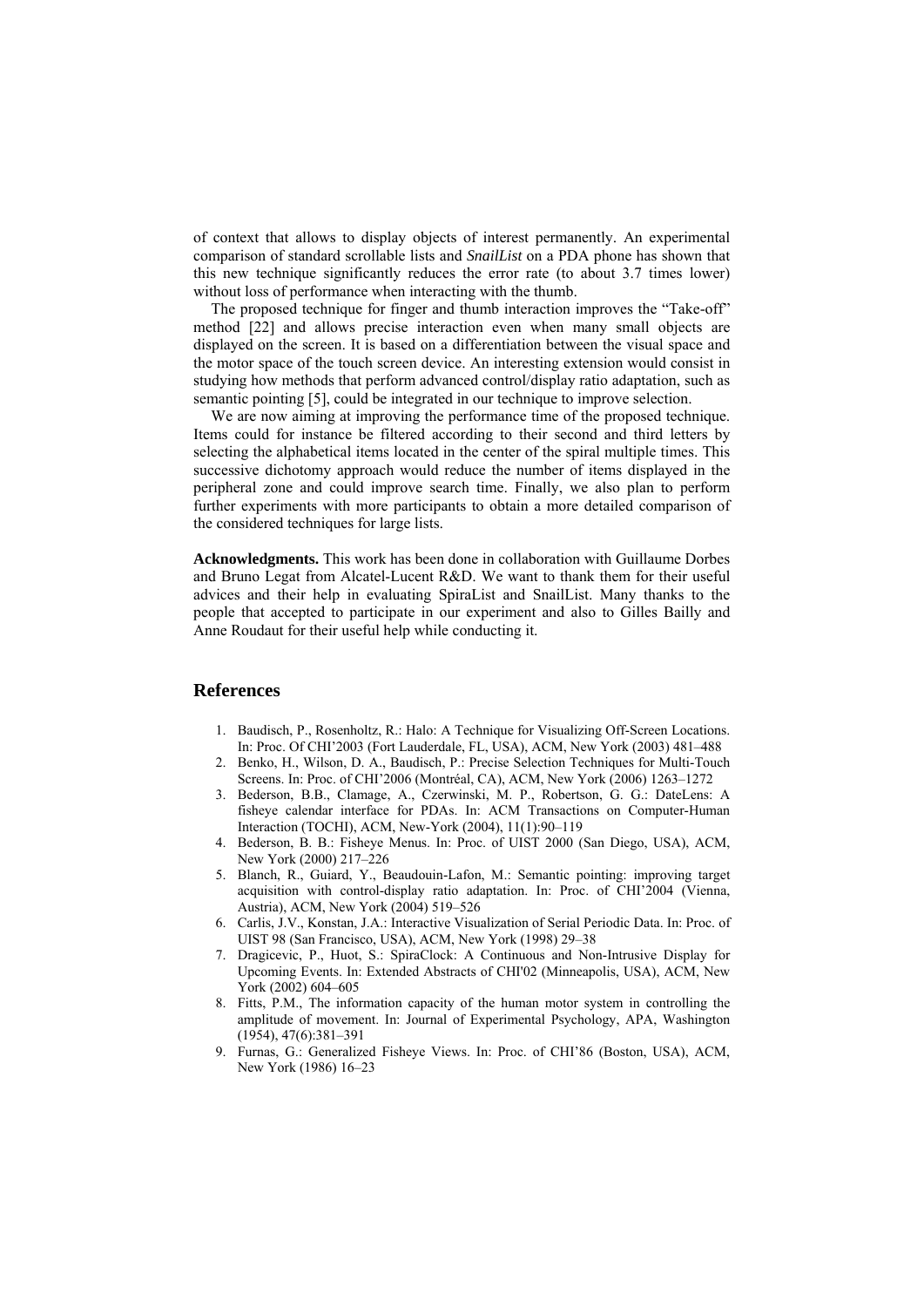of context that allows to display objects of interest permanently. An experimental comparison of standard scrollable lists and *SnailList* on a PDA phone has shown that this new technique significantly reduces the error rate (to about 3.7 times lower) without loss of performance when interacting with the thumb.

The proposed technique for finger and thumb interaction improves the "Take-off" method [22] and allows precise interaction even when many small objects are displayed on the screen. It is based on a differentiation between the visual space and the motor space of the touch screen device. An interesting extension would consist in studying how methods that perform advanced control/display ratio adaptation, such as semantic pointing [5], could be integrated in our technique to improve selection.

We are now aiming at improving the performance time of the proposed technique. Items could for instance be filtered according to their second and third letters by selecting the alphabetical items located in the center of the spiral multiple times. This successive dichotomy approach would reduce the number of items displayed in the peripheral zone and could improve search time. Finally, we also plan to perform further experiments with more participants to obtain a more detailed comparison of the considered techniques for large lists.

**Acknowledgments.** This work has been done in collaboration with Guillaume Dorbes and Bruno Legat from Alcatel-Lucent R&D. We want to thank them for their useful advices and their help in evaluating SpiraList and SnailList. Many thanks to the people that accepted to participate in our experiment and also to Gilles Bailly and Anne Roudaut for their useful help while conducting it.

## References

1. Baudisch, P., Rosenholtz, R.: Halo: A Technique for Visualizing Off-Screen Locations. In: Proc. Of CHI'2003 (Fort Lauderdale, FL, USA), ACM, New York (2003) 481–488
2. Benko, H., Wilson, D. A., Baudisch, P.: Precise Selection Techniques for Multi-Touch Screens. In: Proc. of CHI'2006 (Montréal, CA), ACM, New York (2006) 1263–1272
3. Bederson, B.B., Clamage, A., Czerwinski, M. P., Robertson, G. G.: DateLens: A fisheye calendar interface for PDAs. In: ACM Transactions on Computer-Human Interaction (TOCHI), ACM, New-York (2004), 11(1):90–119
4. Bederson, B. B.: Fisheye Menus. In: Proc. of UIST 2000 (San Diego, USA), ACM, New York (2000) 217–226
5. Blanch, R., Guiard, Y., Beaudouin-Lafon, M.: Semantic pointing: improving target acquisition with control-display ratio adaptation. In: Proc. of CHI'2004 (Vienna, Austria), ACM, New York (2004) 519–526
6. Carlis, J.V., Konstan, J.A.: Interactive Visualization of Serial Periodic Data. In: Proc. of UIST 98 (San Francisco, USA), ACM, New York (1998) 29–38
7. Dragicevic, P., Huot, S.: SpiraClock: A Continuous and Non-Intrusive Display for Upcoming Events. In: Extended Abstracts of CHI'02 (Minneapolis, USA), ACM, New York (2002) 604–605
8. Fitts, P.M., The information capacity of the human motor system in controlling the amplitude of movement. In: Journal of Experimental Psychology, APA, Washington (1954), 47(6):381–391
9. Furnas, G.: Generalized Fisheye Views. In: Proc. of CHI'86 (Boston, USA), ACM, New York (1986) 16–23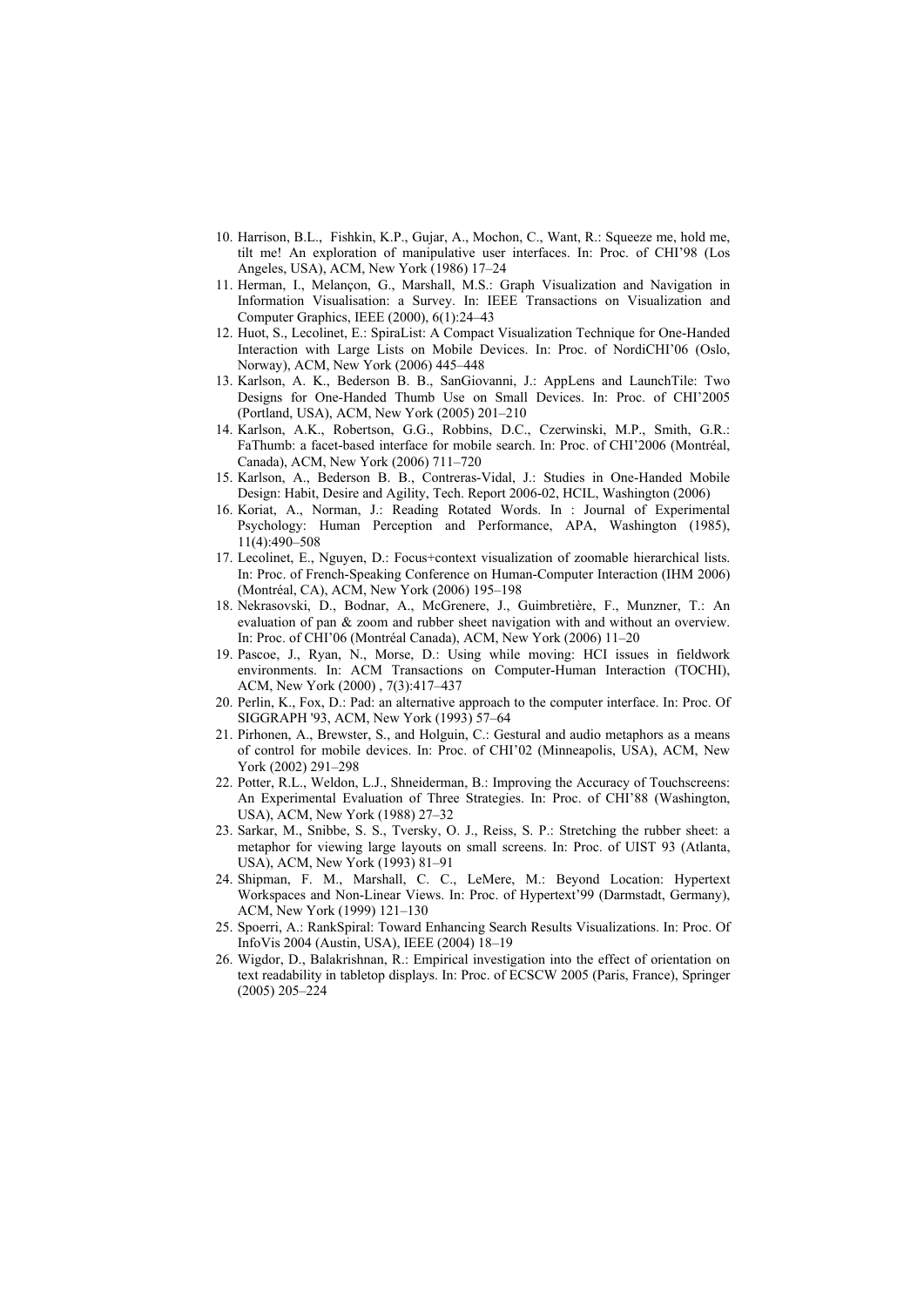10. Harrison, B.L., Fishkin, K.P., Gujar, A., Mochon, C., Want, R.: Squeeze me, hold me, tilt me! An exploration of manipulative user interfaces. In: Proc. of CHI'98 (Los Angeles, USA), ACM, New York (1986) 17–24
11. Herman, I., Melançon, G., Marshall, M.S.: Graph Visualization and Navigation in Information Visualisation: a Survey. In: IEEE Transactions on Visualization and Computer Graphics, IEEE (2000), 6(1):24–43
12. Huot, S., Lecolinet, E.: SpiraList: A Compact Visualization Technique for One-Handed Interaction with Large Lists on Mobile Devices. In: Proc. of NordiCHI'06 (Oslo, Norway), ACM, New York (2006) 445–448
13. Karlson, A. K., Bederson B. B., SanGiovanni, J.: AppLens and LaunchTile: Two Designs for One-Handed Thumb Use on Small Devices. In: Proc. of CHI'2005 (Portland, USA), ACM, New York (2005) 201–210
14. Karlson, A.K., Robertson, G.G., Robbins, D.C., Czerwinski, M.P., Smith, G.R.: FaThumb: a facet-based interface for mobile search. In: Proc. of CHI'2006 (Montréal, Canada), ACM, New York (2006) 711–720
15. Karlson, A., Bederson B. B., Contreras-Vidal, J.: Studies in One-Handed Mobile Design: Habit, Desire and Agility, Tech. Report 2006-02, HCIL, Washington (2006)
16. Koriat, A., Norman, J.: Reading Rotated Words. In : Journal of Experimental Psychology: Human Perception and Performance, APA, Washington (1985), 11(4):490–508
17. Lecolinet, E., Nguyen, D.: Focus+context visualization of zoomable hierarchical lists. In: Proc. of French-Speaking Conference on Human-Computer Interaction (IHM 2006) (Montréal, CA), ACM, New York (2006) 195–198
18. Nekrasovski, D., Bodnar, A., McGrenere, J., Guimbretière, F., Munzner, T.: An evaluation of pan & zoom and rubber sheet navigation with and without an overview. In: Proc. of CHI'06 (Montréal Canada), ACM, New York (2006) 11–20
19. Pascoe, J., Ryan, N., Morse, D.: Using while moving: HCI issues in fieldwork environments. In: ACM Transactions on Computer-Human Interaction (TOCHI), ACM, New York (2000) , 7(3):417–437
20. Perlin, K., Fox, D.: Pad: an alternative approach to the computer interface. In: Proc. Of SIGGRAPH '93, ACM, New York (1993) 57–64
21. Pirhonen, A., Brewster, S., and Holguin, C.: Gestural and audio metaphors as a means of control for mobile devices. In: Proc. of CHI'02 (Minneapolis, USA), ACM, New York (2002) 291–298
22. Potter, R.L., Weldon, L.J., Shneiderman, B.: Improving the Accuracy of Touchscreens: An Experimental Evaluation of Three Strategies. In: Proc. of CHI'88 (Washington, USA), ACM, New York (1988) 27–32
23. Sarkar, M., Snibbe, S. S., Tversky, O. J., Reiss, S. P.: Stretching the rubber sheet: a metaphor for viewing large layouts on small screens. In: Proc. of UIST 93 (Atlanta, USA), ACM, New York (1993) 81–91
24. Shipman, F. M., Marshall, C. C., LeMere, M.: Beyond Location: Hypertext Workspaces and Non-Linear Views. In: Proc. of Hypertext'99 (Darmstadt, Germany), ACM, New York (1999) 121–130
25. Spoerri, A.: RankSpiral: Toward Enhancing Search Results Visualizations. In: Proc. Of InfoVis 2004 (Austin, USA), IEEE (2004) 18–19
26. Wigdor, D., Balakrishnan, R.: Empirical investigation into the effect of orientation on text readability in tabletop displays. In: Proc. of ECSCW 2005 (Paris, France), Springer (2005) 205–224